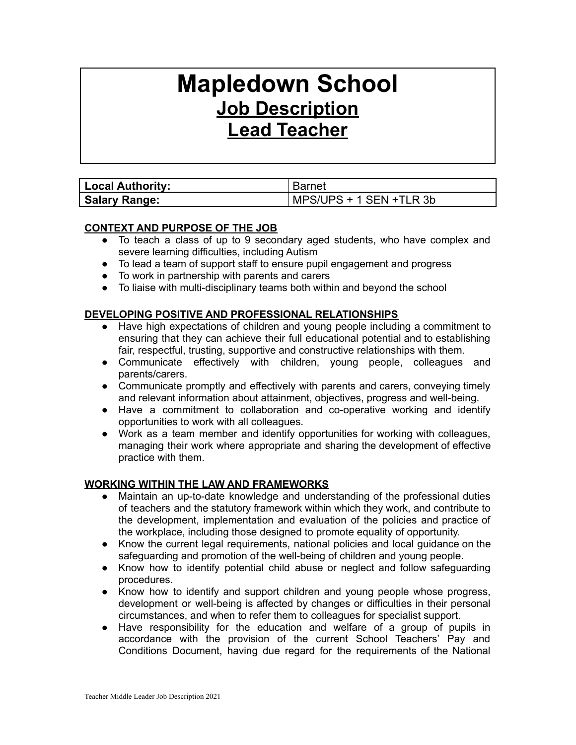# Mapledown School

## Job Description

## Lead Teacher

| Local Authority: | Barnet |
|---|---|
| **Salary Range:** | MPS/UPS + 1 SEN +TLR 3b |

**CONTEXT AND PURPOSE OF THE JOB**

- To teach a class of up to 9 secondary aged students, who have complex and severe learning difficulties, including Autism
- To lead a team of support staff to ensure pupil engagement and progress
- To work in partnership with parents and carers
- To liaise with multi-disciplinary teams both within and beyond the school

**DEVELOPING POSITIVE AND PROFESSIONAL RELATIONSHIPS**

- Have high expectations of children and young people including a commitment to ensuring that they can achieve their full educational potential and to establishing fair, respectful, trusting, supportive and constructive relationships with them.
- Communicate effectively with children, young people, colleagues and parents/carers.
- Communicate promptly and effectively with parents and carers, conveying timely and relevant information about attainment, objectives, progress and well-being.
- Have a commitment to collaboration and co-operative working and identify opportunities to work with all colleagues.
- Work as a team member and identify opportunities for working with colleagues, managing their work where appropriate and sharing the development of effective practice with them.

**WORKING WITHIN THE LAW AND FRAMEWORKS**

- Maintain an up-to-date knowledge and understanding of the professional duties of teachers and the statutory framework within which they work, and contribute to the development, implementation and evaluation of the policies and practice of the workplace, including those designed to promote equality of opportunity.
- Know the current legal requirements, national policies and local guidance on the safeguarding and promotion of the well-being of children and young people.
- Know how to identify potential child abuse or neglect and follow safeguarding procedures.
- Know how to identify and support children and young people whose progress, development or well-being is affected by changes or difficulties in their personal circumstances, and when to refer them to colleagues for specialist support.
- Have responsibility for the education and welfare of a group of pupils in accordance with the provision of the current School Teachers' Pay and Conditions Document, having due regard for the requirements of the National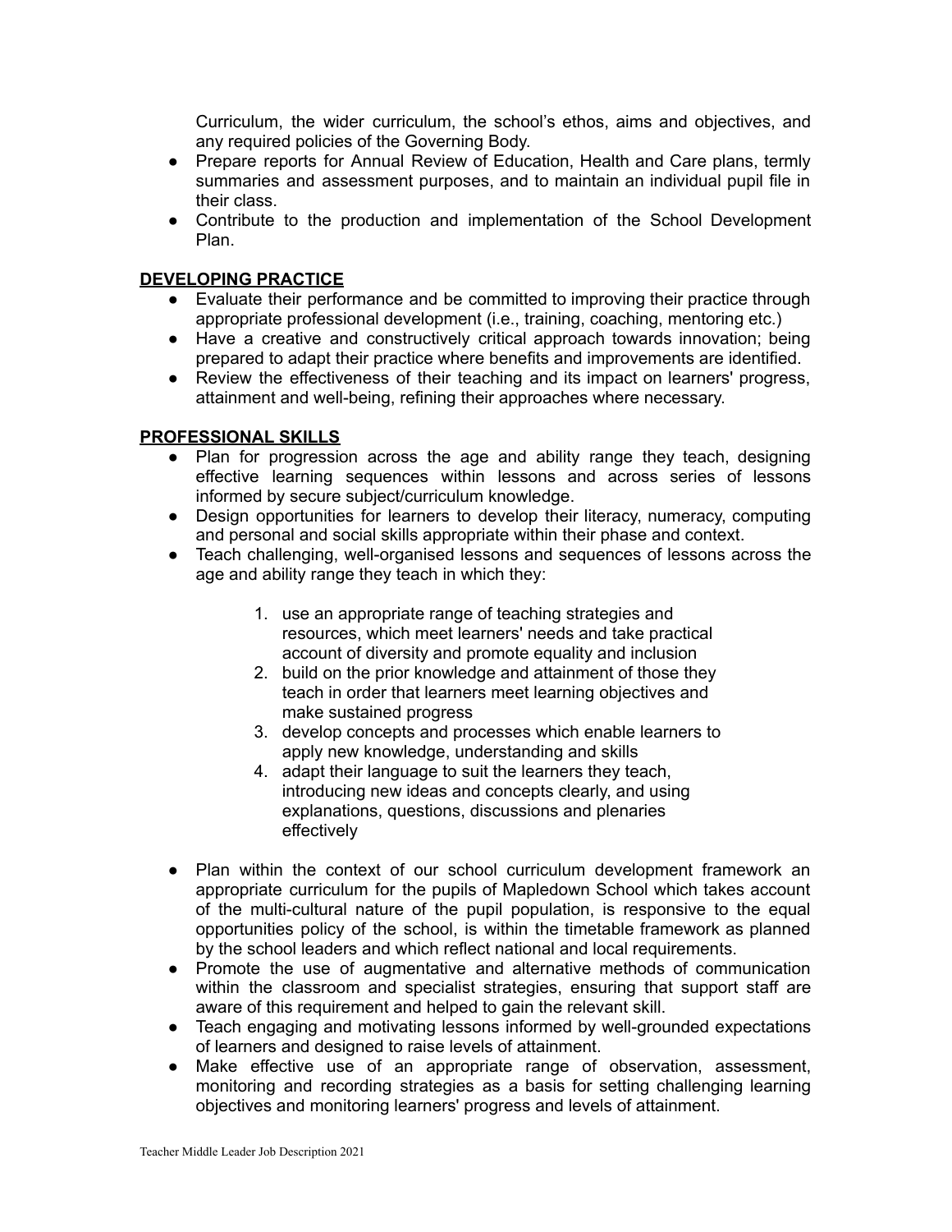Curriculum, the wider curriculum, the school's ethos, aims and objectives, and any required policies of the Governing Body.

- Prepare reports for Annual Review of Education, Health and Care plans, termly summaries and assessment purposes, and to maintain an individual pupil file in their class.
- Contribute to the production and implementation of the School Development Plan.

## DEVELOPING PRACTICE

- Evaluate their performance and be committed to improving their practice through appropriate professional development (i.e., training, coaching, mentoring etc.)
- Have a creative and constructively critical approach towards innovation; being prepared to adapt their practice where benefits and improvements are identified.
- Review the effectiveness of their teaching and its impact on learners' progress, attainment and well-being, refining their approaches where necessary.

## PROFESSIONAL SKILLS

- Plan for progression across the age and ability range they teach, designing effective learning sequences within lessons and across series of lessons informed by secure subject/curriculum knowledge.
- Design opportunities for learners to develop their literacy, numeracy, computing and personal and social skills appropriate within their phase and context.
- Teach challenging, well-organised lessons and sequences of lessons across the age and ability range they teach in which they:

    1. use an appropriate range of teaching strategies and resources, which meet learners' needs and take practical account of diversity and promote equality and inclusion
    2. build on the prior knowledge and attainment of those they teach in order that learners meet learning objectives and make sustained progress
    3. develop concepts and processes which enable learners to apply new knowledge, understanding and skills
    4. adapt their language to suit the learners they teach, introducing new ideas and concepts clearly, and using explanations, questions, discussions and plenaries effectively

- Plan within the context of our school curriculum development framework an appropriate curriculum for the pupils of Mapledown School which takes account of the multi-cultural nature of the pupil population, is responsive to the equal opportunities policy of the school, is within the timetable framework as planned by the school leaders and which reflect national and local requirements.
- Promote the use of augmentative and alternative methods of communication within the classroom and specialist strategies, ensuring that support staff are aware of this requirement and helped to gain the relevant skill.
- Teach engaging and motivating lessons informed by well-grounded expectations of learners and designed to raise levels of attainment.
- Make effective use of an appropriate range of observation, assessment, monitoring and recording strategies as a basis for setting challenging learning objectives and monitoring learners' progress and levels of attainment.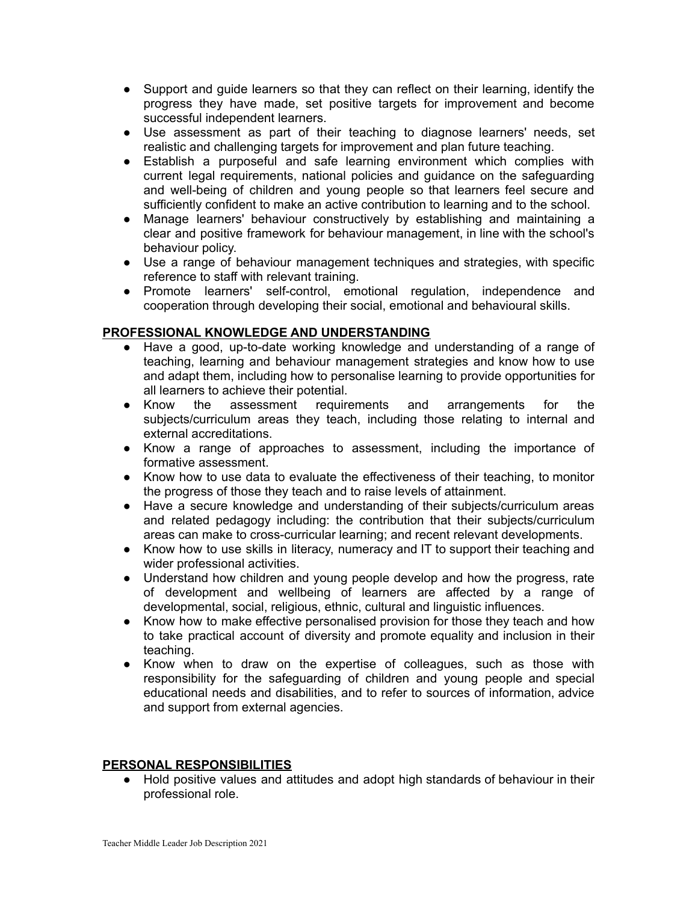- Support and guide learners so that they can reflect on their learning, identify the progress they have made, set positive targets for improvement and become successful independent learners.
- Use assessment as part of their teaching to diagnose learners' needs, set realistic and challenging targets for improvement and plan future teaching.
- Establish a purposeful and safe learning environment which complies with current legal requirements, national policies and guidance on the safeguarding and well-being of children and young people so that learners feel secure and sufficiently confident to make an active contribution to learning and to the school.
- Manage learners' behaviour constructively by establishing and maintaining a clear and positive framework for behaviour management, in line with the school's behaviour policy.
- Use a range of behaviour management techniques and strategies, with specific reference to staff with relevant training.
- Promote learners' self-control, emotional regulation, independence and cooperation through developing their social, emotional and behavioural skills.

## PROFESSIONAL KNOWLEDGE AND UNDERSTANDING

- Have a good, up-to-date working knowledge and understanding of a range of teaching, learning and behaviour management strategies and know how to use and adapt them, including how to personalise learning to provide opportunities for all learners to achieve their potential.
- Know the assessment requirements and arrangements for the subjects/curriculum areas they teach, including those relating to internal and external accreditations.
- Know a range of approaches to assessment, including the importance of formative assessment.
- Know how to use data to evaluate the effectiveness of their teaching, to monitor the progress of those they teach and to raise levels of attainment.
- Have a secure knowledge and understanding of their subjects/curriculum areas and related pedagogy including: the contribution that their subjects/curriculum areas can make to cross-curricular learning; and recent relevant developments.
- Know how to use skills in literacy, numeracy and IT to support their teaching and wider professional activities.
- Understand how children and young people develop and how the progress, rate of development and wellbeing of learners are affected by a range of developmental, social, religious, ethnic, cultural and linguistic influences.
- Know how to make effective personalised provision for those they teach and how to take practical account of diversity and promote equality and inclusion in their teaching.
- Know when to draw on the expertise of colleagues, such as those with responsibility for the safeguarding of children and young people and special educational needs and disabilities, and to refer to sources of information, advice and support from external agencies.

## PERSONAL RESPONSIBILITIES

- Hold positive values and attitudes and adopt high standards of behaviour in their professional role.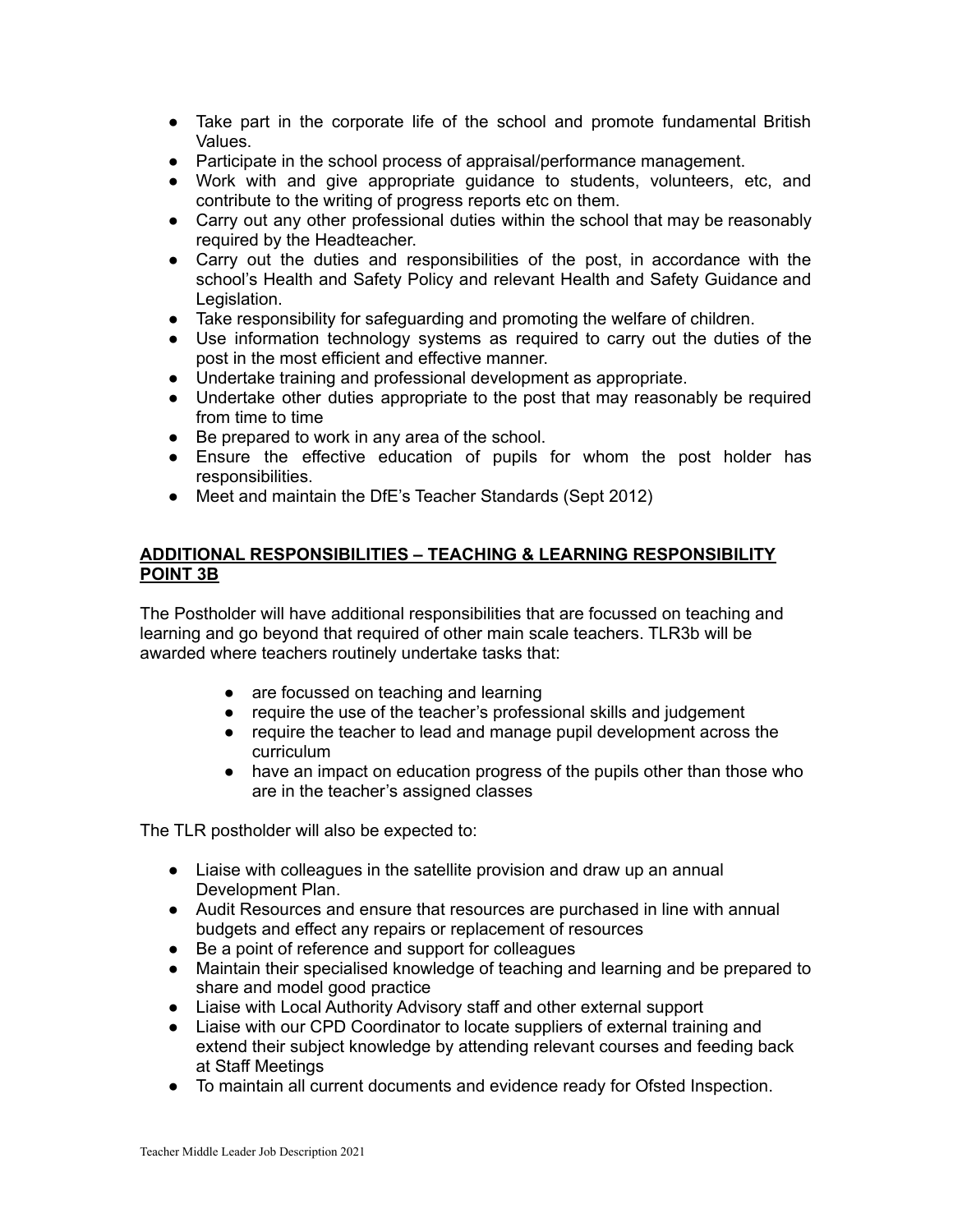- Take part in the corporate life of the school and promote fundamental British Values.
- Participate in the school process of appraisal/performance management.
- Work with and give appropriate guidance to students, volunteers, etc, and contribute to the writing of progress reports etc on them.
- Carry out any other professional duties within the school that may be reasonably required by the Headteacher.
- Carry out the duties and responsibilities of the post, in accordance with the school's Health and Safety Policy and relevant Health and Safety Guidance and Legislation.
- Take responsibility for safeguarding and promoting the welfare of children.
- Use information technology systems as required to carry out the duties of the post in the most efficient and effective manner.
- Undertake training and professional development as appropriate.
- Undertake other duties appropriate to the post that may reasonably be required from time to time
- Be prepared to work in any area of the school.
- Ensure the effective education of pupils for whom the post holder has responsibilities.
- Meet and maintain the DfE's Teacher Standards (Sept 2012)

## ADDITIONAL RESPONSIBILITIES – TEACHING & LEARNING RESPONSIBILITY POINT 3B

The Postholder will have additional responsibilities that are focussed on teaching and learning and go beyond that required of other main scale teachers. TLR3b will be awarded where teachers routinely undertake tasks that:

- are focussed on teaching and learning
- require the use of the teacher's professional skills and judgement
- require the teacher to lead and manage pupil development across the curriculum
- have an impact on education progress of the pupils other than those who are in the teacher's assigned classes

The TLR postholder will also be expected to:

- Liaise with colleagues in the satellite provision and draw up an annual Development Plan.
- Audit Resources and ensure that resources are purchased in line with annual budgets and effect any repairs or replacement of resources
- Be a point of reference and support for colleagues
- Maintain their specialised knowledge of teaching and learning and be prepared to share and model good practice
- Liaise with Local Authority Advisory staff and other external support
- Liaise with our CPD Coordinator to locate suppliers of external training and extend their subject knowledge by attending relevant courses and feeding back at Staff Meetings
- To maintain all current documents and evidence ready for Ofsted Inspection.